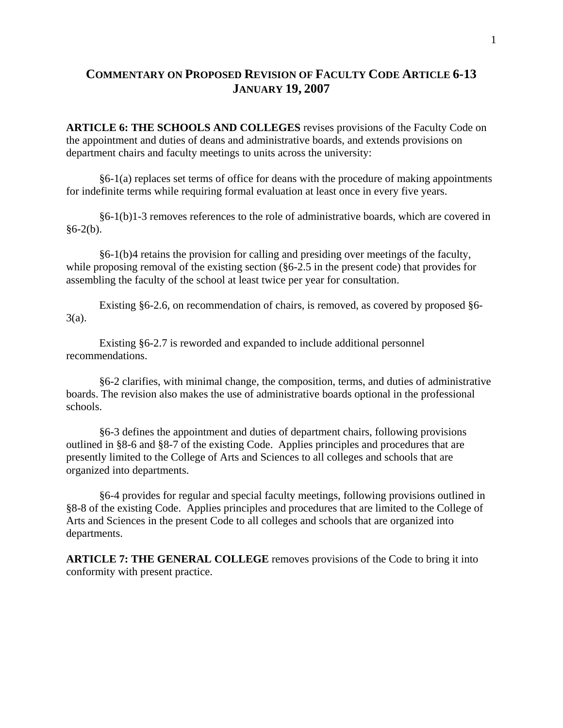# COMMENTARY ON PROPOSED REVISION OF FACULTY CODE ARTICLE 6-13
# JANUARY 19, 2007

**ARTICLE 6: THE SCHOOLS AND COLLEGES** revises provisions of the Faculty Code on the appointment and duties of deans and administrative boards, and extends provisions on department chairs and faculty meetings to units across the university:

§6-1(a) replaces set terms of office for deans with the procedure of making appointments for indefinite terms while requiring formal evaluation at least once in every five years.

§6-1(b)1-3 removes references to the role of administrative boards, which are covered in §6-2(b).

§6-1(b)4 retains the provision for calling and presiding over meetings of the faculty, while proposing removal of the existing section (§6-2.5 in the present code) that provides for assembling the faculty of the school at least twice per year for consultation.

Existing §6-2.6, on recommendation of chairs, is removed, as covered by proposed §6-3(a).

Existing §6-2.7 is reworded and expanded to include additional personnel recommendations.

§6-2 clarifies, with minimal change, the composition, terms, and duties of administrative boards. The revision also makes the use of administrative boards optional in the professional schools.

§6-3 defines the appointment and duties of department chairs, following provisions outlined in §8-6 and §8-7 of the existing Code. Applies principles and procedures that are presently limited to the College of Arts and Sciences to all colleges and schools that are organized into departments.

§6-4 provides for regular and special faculty meetings, following provisions outlined in §8-8 of the existing Code. Applies principles and procedures that are limited to the College of Arts and Sciences in the present Code to all colleges and schools that are organized into departments.

**ARTICLE 7: THE GENERAL COLLEGE** removes provisions of the Code to bring it into conformity with present practice.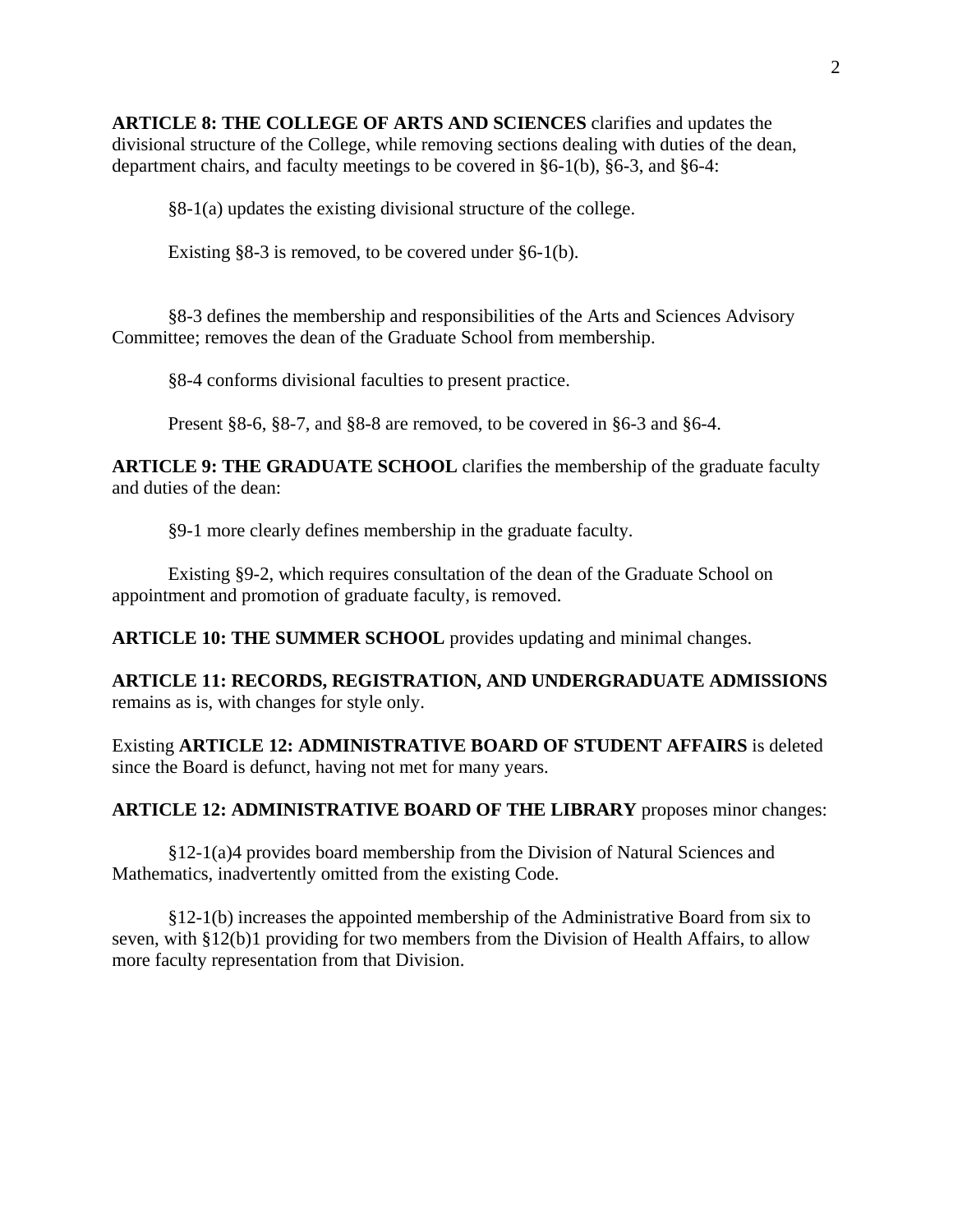**ARTICLE 8: THE COLLEGE OF ARTS AND SCIENCES** clarifies and updates the divisional structure of the College, while removing sections dealing with duties of the dean, department chairs, and faculty meetings to be covered in §6-1(b), §6-3, and §6-4:

§8-1(a) updates the existing divisional structure of the college.

Existing §8-3 is removed, to be covered under §6-1(b).

§8-3 defines the membership and responsibilities of the Arts and Sciences Advisory Committee; removes the dean of the Graduate School from membership.

§8-4 conforms divisional faculties to present practice.

Present §8-6, §8-7, and §8-8 are removed, to be covered in §6-3 and §6-4.

**ARTICLE 9: THE GRADUATE SCHOOL** clarifies the membership of the graduate faculty and duties of the dean:

§9-1 more clearly defines membership in the graduate faculty.

Existing §9-2, which requires consultation of the dean of the Graduate School on appointment and promotion of graduate faculty, is removed.

**ARTICLE 10: THE SUMMER SCHOOL** provides updating and minimal changes.

**ARTICLE 11: RECORDS, REGISTRATION, AND UNDERGRADUATE ADMISSIONS** remains as is, with changes for style only.

Existing **ARTICLE 12: ADMINISTRATIVE BOARD OF STUDENT AFFAIRS** is deleted since the Board is defunct, having not met for many years.

**ARTICLE 12: ADMINISTRATIVE BOARD OF THE LIBRARY** proposes minor changes:

§12-1(a)4 provides board membership from the Division of Natural Sciences and Mathematics, inadvertently omitted from the existing Code.

§12-1(b) increases the appointed membership of the Administrative Board from six to seven, with §12(b)1 providing for two members from the Division of Health Affairs, to allow more faculty representation from that Division.